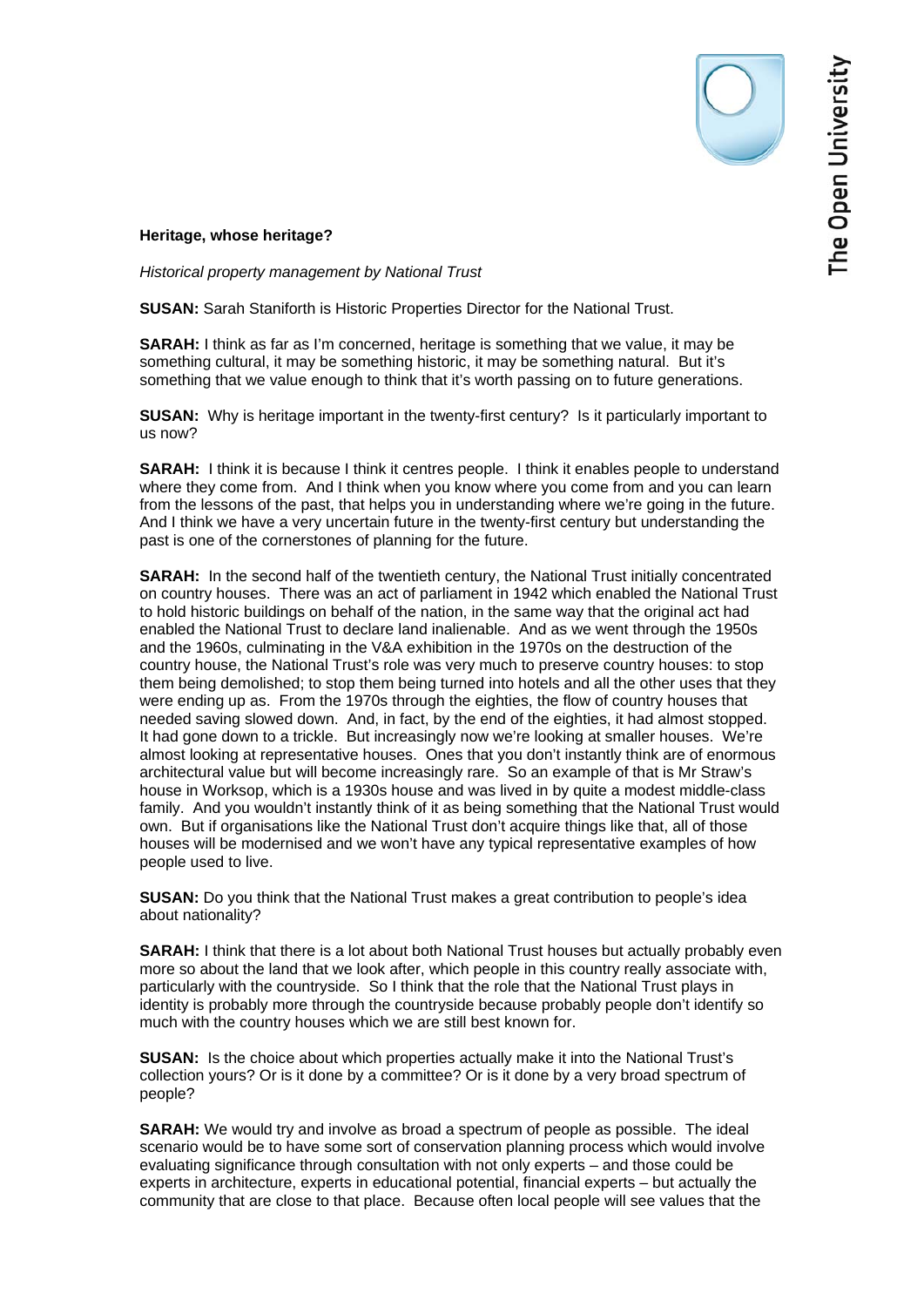**Heritage, whose heritage?**

*Historical property management by National Trust*

**SUSAN:** Sarah Staniforth is Historic Properties Director for the National Trust.

**SARAH:** I think as far as I'm concerned, heritage is something that we value, it may be something cultural, it may be something historic, it may be something natural. But it's something that we value enough to think that it's worth passing on to future generations.

**SUSAN:** Why is heritage important in the twenty-first century? Is it particularly important to us now?

**SARAH:** I think it is because I think it centres people. I think it enables people to understand where they come from. And I think when you know where you come from and you can learn from the lessons of the past, that helps you in understanding where we're going in the future. And I think we have a very uncertain future in the twenty-first century but understanding the past is one of the cornerstones of planning for the future.

**SARAH:** In the second half of the twentieth century, the National Trust initially concentrated on country houses. There was an act of parliament in 1942 which enabled the National Trust to hold historic buildings on behalf of the nation, in the same way that the original act had enabled the National Trust to declare land inalienable. And as we went through the 1950s and the 1960s, culminating in the V&A exhibition in the 1970s on the destruction of the country house, the National Trust's role was very much to preserve country houses: to stop them being demolished; to stop them being turned into hotels and all the other uses that they were ending up as. From the 1970s through the eighties, the flow of country houses that needed saving slowed down. And, in fact, by the end of the eighties, it had almost stopped. It had gone down to a trickle. But increasingly now we're looking at smaller houses. We're almost looking at representative houses. Ones that you don't instantly think are of enormous architectural value but will become increasingly rare. So an example of that is Mr Straw's house in Worksop, which is a 1930s house and was lived in by quite a modest middle-class family. And you wouldn't instantly think of it as being something that the National Trust would own. But if organisations like the National Trust don't acquire things like that, all of those houses will be modernised and we won't have any typical representative examples of how people used to live.

**SUSAN:** Do you think that the National Trust makes a great contribution to people's idea about nationality?

**SARAH:** I think that there is a lot about both National Trust houses but actually probably even more so about the land that we look after, which people in this country really associate with, particularly with the countryside. So I think that the role that the National Trust plays in identity is probably more through the countryside because probably people don't identify so much with the country houses which we are still best known for.

**SUSAN:** Is the choice about which properties actually make it into the National Trust's collection yours? Or is it done by a committee? Or is it done by a very broad spectrum of people?

**SARAH:** We would try and involve as broad a spectrum of people as possible. The ideal scenario would be to have some sort of conservation planning process which would involve evaluating significance through consultation with not only experts – and those could be experts in architecture, experts in educational potential, financial experts – but actually the community that are close to that place. Because often local people will see values that the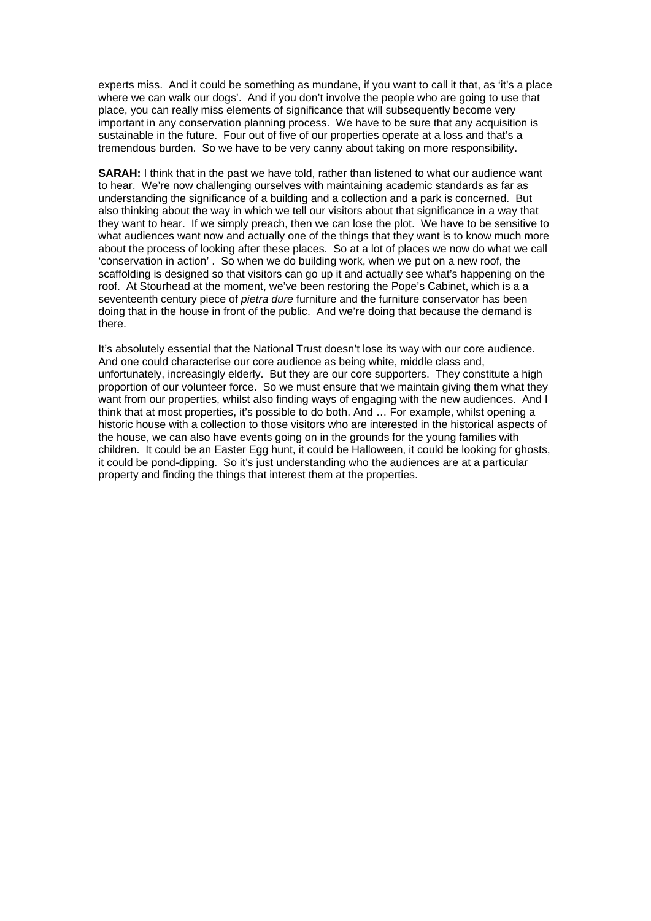experts miss. And it could be something as mundane, if you want to call it that, as 'it's a place where we can walk our dogs'. And if you don't involve the people who are going to use that place, you can really miss elements of significance that will subsequently become very important in any conservation planning process. We have to be sure that any acquisition is sustainable in the future. Four out of five of our properties operate at a loss and that's a tremendous burden. So we have to be very canny about taking on more responsibility.

**SARAH:** I think that in the past we have told, rather than listened to what our audience want to hear. We're now challenging ourselves with maintaining academic standards as far as understanding the significance of a building and a collection and a park is concerned. But also thinking about the way in which we tell our visitors about that significance in a way that they want to hear. If we simply preach, then we can lose the plot. We have to be sensitive to what audiences want now and actually one of the things that they want is to know much more about the process of looking after these places. So at a lot of places we now do what we call 'conservation in action' . So when we do building work, when we put on a new roof, the scaffolding is designed so that visitors can go up it and actually see what's happening on the roof. At Stourhead at the moment, we've been restoring the Pope's Cabinet, which is a a seventeenth century piece of *pietra dure* furniture and the furniture conservator has been doing that in the house in front of the public. And we're doing that because the demand is there.

It's absolutely essential that the National Trust doesn't lose its way with our core audience. And one could characterise our core audience as being white, middle class and, unfortunately, increasingly elderly. But they are our core supporters. They constitute a high proportion of our volunteer force. So we must ensure that we maintain giving them what they want from our properties, whilst also finding ways of engaging with the new audiences. And I think that at most properties, it's possible to do both. And … For example, whilst opening a historic house with a collection to those visitors who are interested in the historical aspects of the house, we can also have events going on in the grounds for the young families with children. It could be an Easter Egg hunt, it could be Halloween, it could be looking for ghosts, it could be pond-dipping. So it's just understanding who the audiences are at a particular property and finding the things that interest them at the properties.